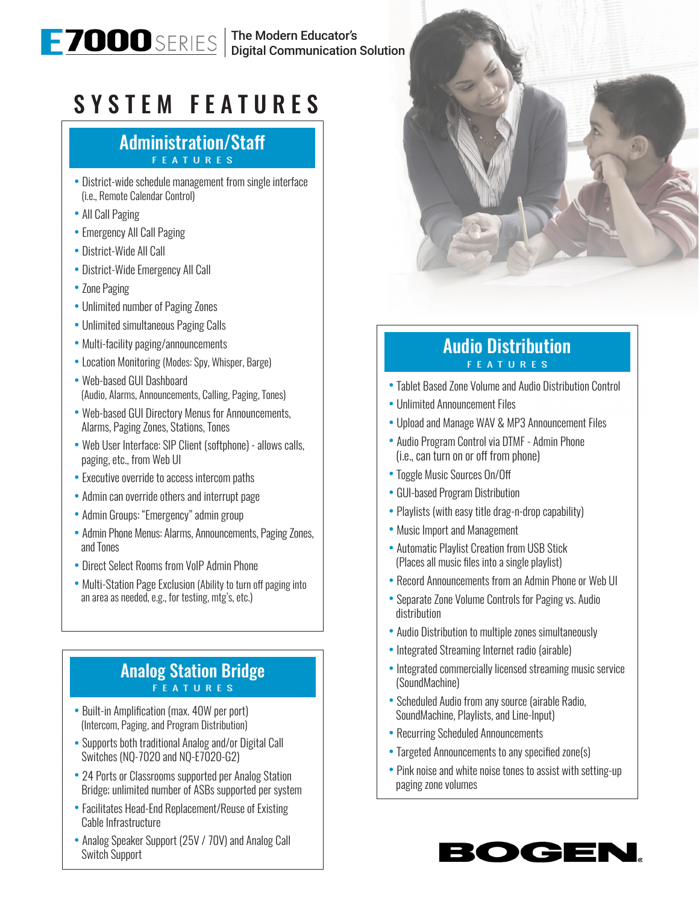# E7000 SERIES

The Modern Educator's Digital Communication Solution

## SYSTEM FEATURES

### Administration/Staff FEATURES

- District-wide schedule management from single interface (i.e., Remote Calendar Control)
- All Call Paging
- Emergency All Call Paging
- District-Wide All Call
- District-Wide Emergency All Call
- Zone Paging
- Unlimited number of Paging Zones
- Unlimited simultaneous Paging Calls
- Multi-facility paging/announcements
- Location Monitoring (Modes: Spy, Whisper, Barge)
- Web-based GUI Dashboard (Audio, Alarms, Announcements, Calling, Paging, Tones)
- Web-based GUI Directory Menus for Announcements, Alarms, Paging Zones, Stations, Tones
- Web User Interface: SIP Client (softphone) - allows calls, paging, etc., from Web UI
- Executive override to access intercom paths
- Admin can override others and interrupt page
- Admin Groups: "Emergency" admin group
- Admin Phone Menus: Alarms, Announcements, Paging Zones, and Tones
- Direct Select Rooms from VoIP Admin Phone
- Multi-Station Page Exclusion (Ability to turn off paging into an area as needed, e.g., for testing, mtg's, etc.)

### Analog Station Bridge FEATURES

- Built-in Amplification (max. 40W per port) (Intercom, Paging, and Program Distribution)
- Supports both traditional Analog and/or Digital Call Switches (NQ-7020 and NQ-E7020-G2)
- 24 Ports or Classrooms supported per Analog Station Bridge; unlimited number of ASBs supported per system
- Facilitates Head-End Replacement/Reuse of Existing Cable Infrastructure
- Analog Speaker Support (25V / 70V) and Analog Call Switch Support

### Audio Distribution FEATURES

- Tablet Based Zone Volume and Audio Distribution Control
- Unlimited Announcement Files
- Upload and Manage WAV & MP3 Announcement Files
- Audio Program Control via DTMF - Admin Phone (i.e., can turn on or off from phone)
- Toggle Music Sources On/Off
- GUI-based Program Distribution
- Playlists (with easy title drag-n-drop capability)
- Music Import and Management
- Automatic Playlist Creation from USB Stick (Places all music files into a single playlist)
- Record Announcements from an Admin Phone or Web UI
- Separate Zone Volume Controls for Paging vs. Audio distribution
- Audio Distribution to multiple zones simultaneously
- Integrated Streaming Internet radio (airable)
- Integrated commercially licensed streaming music service (SoundMachine)
- Scheduled Audio from any source (airable Radio, SoundMachine, Playlists, and Line-Input)
- Recurring Scheduled Announcements
- Targeted Announcements to any specified zone(s)
- Pink noise and white noise tones to assist with setting-up paging zone volumes

BOGEN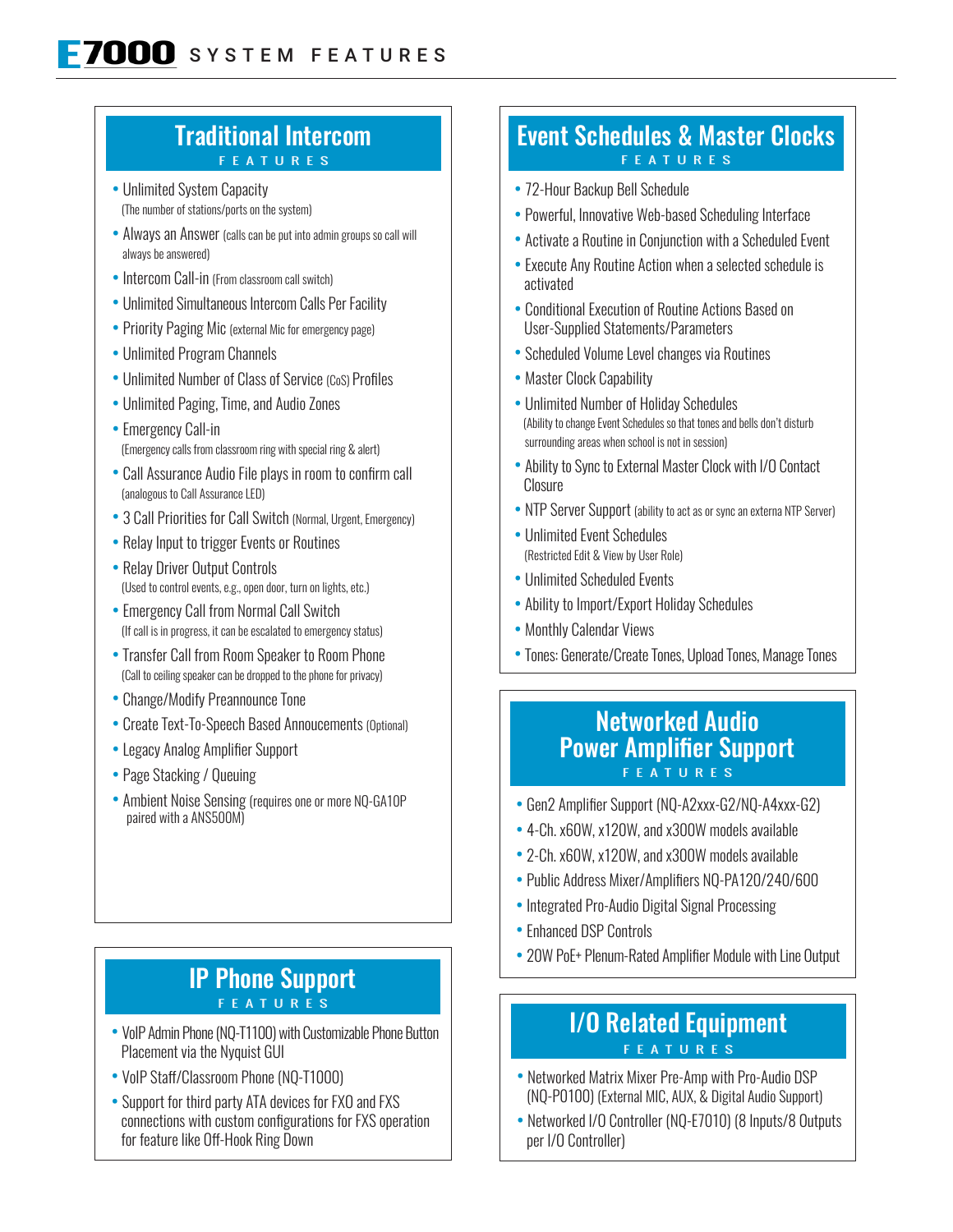# E7000 SYSTEM FEATURES

## Traditional Intercom
FEATURES

- Unlimited System Capacity
  (The number of stations/ports on the system)
- Always an Answer (calls can be put into admin groups so call will always be answered)
- Intercom Call-in (From classroom call switch)
- Unlimited Simultaneous Intercom Calls Per Facility
- Priority Paging Mic (external Mic for emergency page)
- Unlimited Program Channels
- Unlimited Number of Class of Service (CoS) Profiles
- Unlimited Paging, Time, and Audio Zones
- Emergency Call-in
  (Emergency calls from classroom ring with special ring & alert)
- Call Assurance Audio File plays in room to confirm call
  (analogous to Call Assurance LED)
- 3 Call Priorities for Call Switch (Normal, Urgent, Emergency)
- Relay Input to trigger Events or Routines
- Relay Driver Output Controls
  (Used to control events, e.g., open door, turn on lights, etc.)
- Emergency Call from Normal Call Switch
  (If call is in progress, it can be escalated to emergency status)
- Transfer Call from Room Speaker to Room Phone
  (Call to ceiling speaker can be dropped to the phone for privacy)
- Change/Modify Preannounce Tone
- Create Text-To-Speech Based Annoucements (Optional)
- Legacy Analog Amplifier Support
- Page Stacking / Queuing
- Ambient Noise Sensing (requires one or more NQ-GA10P paired with a ANS500M)

## IP Phone Support
FEATURES

- VoIP Admin Phone (NQ-T1100) with Customizable Phone Button Placement via the Nyquist GUI
- VoIP Staff/Classroom Phone (NQ-T1000)
- Support for third party ATA devices for FXO and FXS connections with custom configurations for FXS operation for feature like Off-Hook Ring Down

## Event Schedules & Master Clocks
FEATURES

- 72-Hour Backup Bell Schedule
- Powerful, Innovative Web-based Scheduling Interface
- Activate a Routine in Conjunction with a Scheduled Event
- Execute Any Routine Action when a selected schedule is activated
- Conditional Execution of Routine Actions Based on User-Supplied Statements/Parameters
- Scheduled Volume Level changes via Routines
- Master Clock Capability
- Unlimited Number of Holiday Schedules
  (Ability to change Event Schedules so that tones and bells don't disturb surrounding areas when school is not in session)
- Ability to Sync to External Master Clock with I/O Contact Closure
- NTP Server Support (ability to act as or sync an externa NTP Server)
- Unlimited Event Schedules
  (Restricted Edit & View by User Role)
- Unlimited Scheduled Events
- Ability to Import/Export Holiday Schedules
- Monthly Calendar Views
- Tones: Generate/Create Tones, Upload Tones, Manage Tones

## Networked Audio Power Amplifier Support
FEATURES

- Gen2 Amplifier Support (NQ-A2xxx-G2/NQ-A4xxx-G2)
- 4-Ch. x60W, x120W, and x300W models available
- 2-Ch. x60W, x120W, and x300W models available
- Public Address Mixer/Amplifiers NQ-PA120/240/600
- Integrated Pro-Audio Digital Signal Processing
- Enhanced DSP Controls
- 20W PoE+ Plenum-Rated Amplifier Module with Line Output

## I/O Related Equipment
FEATURES

- Networked Matrix Mixer Pre-Amp with Pro-Audio DSP (NQ-P0100) (External MIC, AUX, & Digital Audio Support)
- Networked I/O Controller (NQ-E7010) (8 Inputs/8 Outputs per I/O Controller)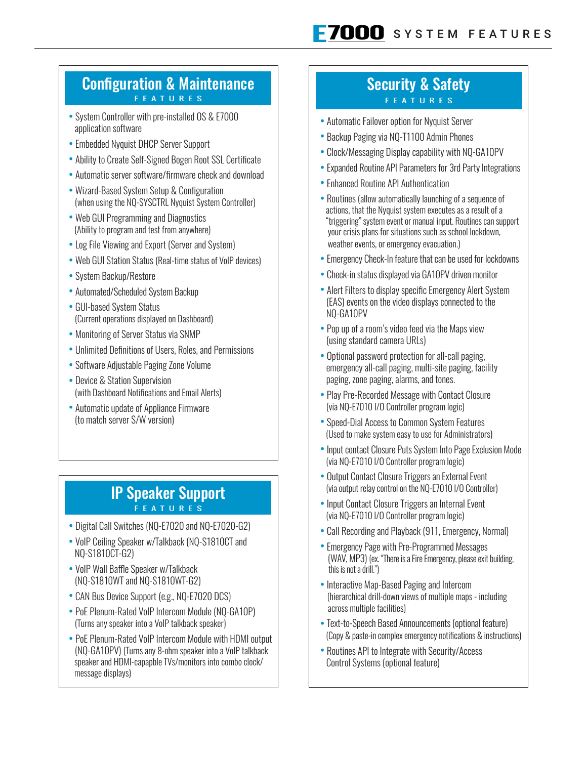# E7000 SYSTEM FEATURES

## Configuration & Maintenance

FEATURES

- System Controller with pre-installed OS & E7000 application software
- Embedded Nyquist DHCP Server Support
- Ability to Create Self-Signed Bogen Root SSL Certificate
- Automatic server software/firmware check and download
- Wizard-Based System Setup & Configuration (when using the NQ-SYSCTRL Nyquist System Controller)
- Web GUI Programming and Diagnostics (Ability to program and test from anywhere)
- Log File Viewing and Export (Server and System)
- Web GUI Station Status (Real-time status of VoIP devices)
- System Backup/Restore
- Automated/Scheduled System Backup
- GUI-based System Status (Current operations displayed on Dashboard)
- Monitoring of Server Status via SNMP
- Unlimited Definitions of Users, Roles, and Permissions
- Software Adjustable Paging Zone Volume
- Device & Station Supervision (with Dashboard Notifications and Email Alerts)
- Automatic update of Appliance Firmware (to match server S/W version)

## IP Speaker Support

FEATURES

- Digital Call Switches (NQ-E7020 and NQ-E7020-G2)
- VoIP Ceiling Speaker w/Talkback (NQ-S1810CT and NQ-S1810CT-G2)
- VoIP Wall Baffle Speaker w/Talkback (NQ-S1810WT and NQ-S1810WT-G2)
- CAN Bus Device Support (e.g., NQ-E7020 DCS)
- PoE Plenum-Rated VoIP Intercom Module (NQ-GA10P) (Turns any speaker into a VoIP talkback speaker)
- PoE Plenum-Rated VoIP Intercom Module with HDMI output (NQ-GA10PV) (Turns any 8-ohm speaker into a VoIP talkback speaker and HDMI-capable TVs/monitors into combo clock/message displays)

## Security & Safety

FEATURES

- Automatic Failover option for Nyquist Server
- Backup Paging via NQ-T1100 Admin Phones
- Clock/Messaging Display capability with NQ-GA10PV
- Expanded Routine API Parameters for 3rd Party Integrations
- Enhanced Routine API Authentication
- Routines (allow automatically launching of a sequence of actions, that the Nyquist system executes as a result of a "triggering" system event or manual input. Routines can support your crisis plans for situations such as school lockdown, weather events, or emergency evacuation.)
- Emergency Check-In feature that can be used for lockdowns
- Check-in status displayed via GA10PV driven monitor
- Alert Filters to display specific Emergency Alert System (EAS) events on the video displays connected to the NQ-GA10PV
- Pop up of a room's video feed via the Maps view (using standard camera URLs)
- Optional password protection for all-call paging, emergency all-call paging, multi-site paging, facility paging, zone paging, alarms, and tones.
- Play Pre-Recorded Message with Contact Closure (via NQ-E7010 I/O Controller program logic)
- Speed-Dial Access to Common System Features (Used to make system easy to use for Administrators)
- Input contact Closure Puts System Into Page Exclusion Mode (via NQ-E7010 I/O Controller program logic)
- Output Contact Closure Triggers an External Event (via output relay control on the NQ-E7010 I/O Controller)
- Input Contact Closure Triggers an Internal Event (via NQ-E7010 I/O Controller program logic)
- Call Recording and Playback (911, Emergency, Normal)
- Emergency Page with Pre-Programmed Messages (WAV, MP3) (ex. "There is a Fire Emergency, please exit building, this is not a drill.")
- Interactive Map-Based Paging and Intercom (hierarchical drill-down views of multiple maps - including across multiple facilities)
- Text-to-Speech Based Announcements (optional feature) (Copy & paste-in complex emergency notifications & instructions)
- Routines API to Integrate with Security/Access Control Systems (optional feature)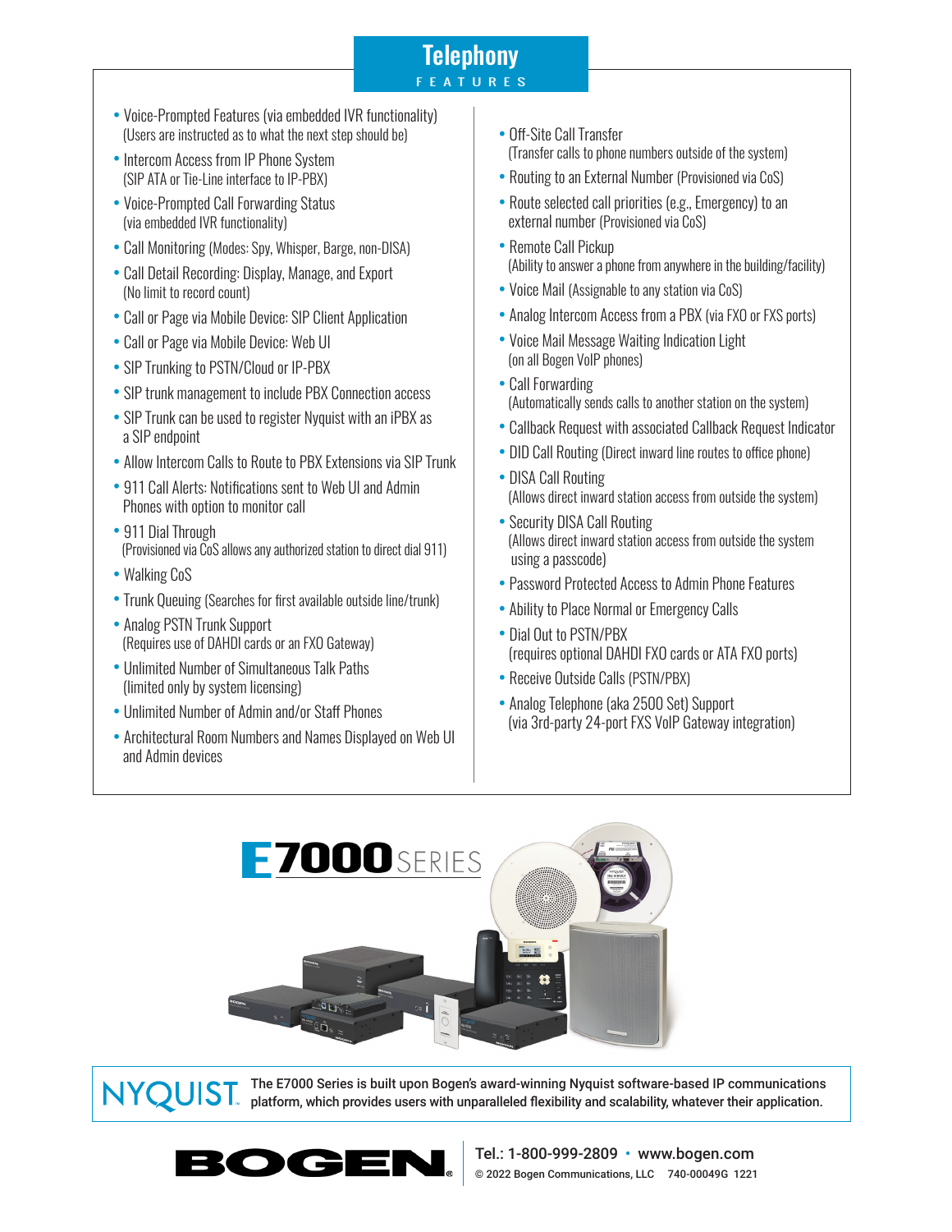# Telephony

FEATURES

- Voice-Prompted Features (via embedded IVR functionality) (Users are instructed as to what the next step should be)
- Intercom Access from IP Phone System (SIP ATA or Tie-Line interface to IP-PBX)
- Voice-Prompted Call Forwarding Status (via embedded IVR functionality)
- Call Monitoring (Modes: Spy, Whisper, Barge, non-DISA)
- Call Detail Recording: Display, Manage, and Export (No limit to record count)
- Call or Page via Mobile Device: SIP Client Application
- Call or Page via Mobile Device: Web UI
- SIP Trunking to PSTN/Cloud or IP-PBX
- SIP trunk management to include PBX Connection access
- SIP Trunk can be used to register Nyquist with an iPBX as a SIP endpoint
- Allow Intercom Calls to Route to PBX Extensions via SIP Trunk
- 911 Call Alerts: Notifications sent to Web UI and Admin Phones with option to monitor call
- 911 Dial Through (Provisioned via CoS allows any authorized station to direct dial 911)
- Walking CoS
- Trunk Queuing (Searches for first available outside line/trunk)
- Analog PSTN Trunk Support (Requires use of DAHDI cards or an FXO Gateway)
- Unlimited Number of Simultaneous Talk Paths (limited only by system licensing)
- Unlimited Number of Admin and/or Staff Phones
- Architectural Room Numbers and Names Displayed on Web UI and Admin devices
- Off-Site Call Transfer (Transfer calls to phone numbers outside of the system)
- Routing to an External Number (Provisioned via CoS)
- Route selected call priorities (e.g., Emergency) to an external number (Provisioned via CoS)
- Remote Call Pickup (Ability to answer a phone from anywhere in the building/facility)
- Voice Mail (Assignable to any station via CoS)
- Analog Intercom Access from a PBX (via FXO or FXS ports)
- Voice Mail Message Waiting Indication Light (on all Bogen VoIP phones)
- Call Forwarding (Automatically sends calls to another station on the system)
- Callback Request with associated Callback Request Indicator
- DID Call Routing (Direct inward line routes to office phone)
- DISA Call Routing (Allows direct inward station access from outside the system)
- Security DISA Call Routing (Allows direct inward station access from outside the system using a passcode)
- Password Protected Access to Admin Phone Features
- Ability to Place Normal or Emergency Calls
- Dial Out to PSTN/PBX (requires optional DAHDI FXO cards or ATA FXO ports)
- Receive Outside Calls (PSTN/PBX)
- Analog Telephone (aka 2500 Set) Support (via 3rd-party 24-port FXS VoIP Gateway integration)

E7000 SERIES

NYQUIST™ The E7000 Series is built upon Bogen's award-winning Nyquist software-based IP communications platform, which provides users with unparalleled flexibility and scalability, whatever their application.

BOGEN® Tel.: 1-800-999-2809 • www.bogen.com

© 2022 Bogen Communications, LLC 740-00049G 1221